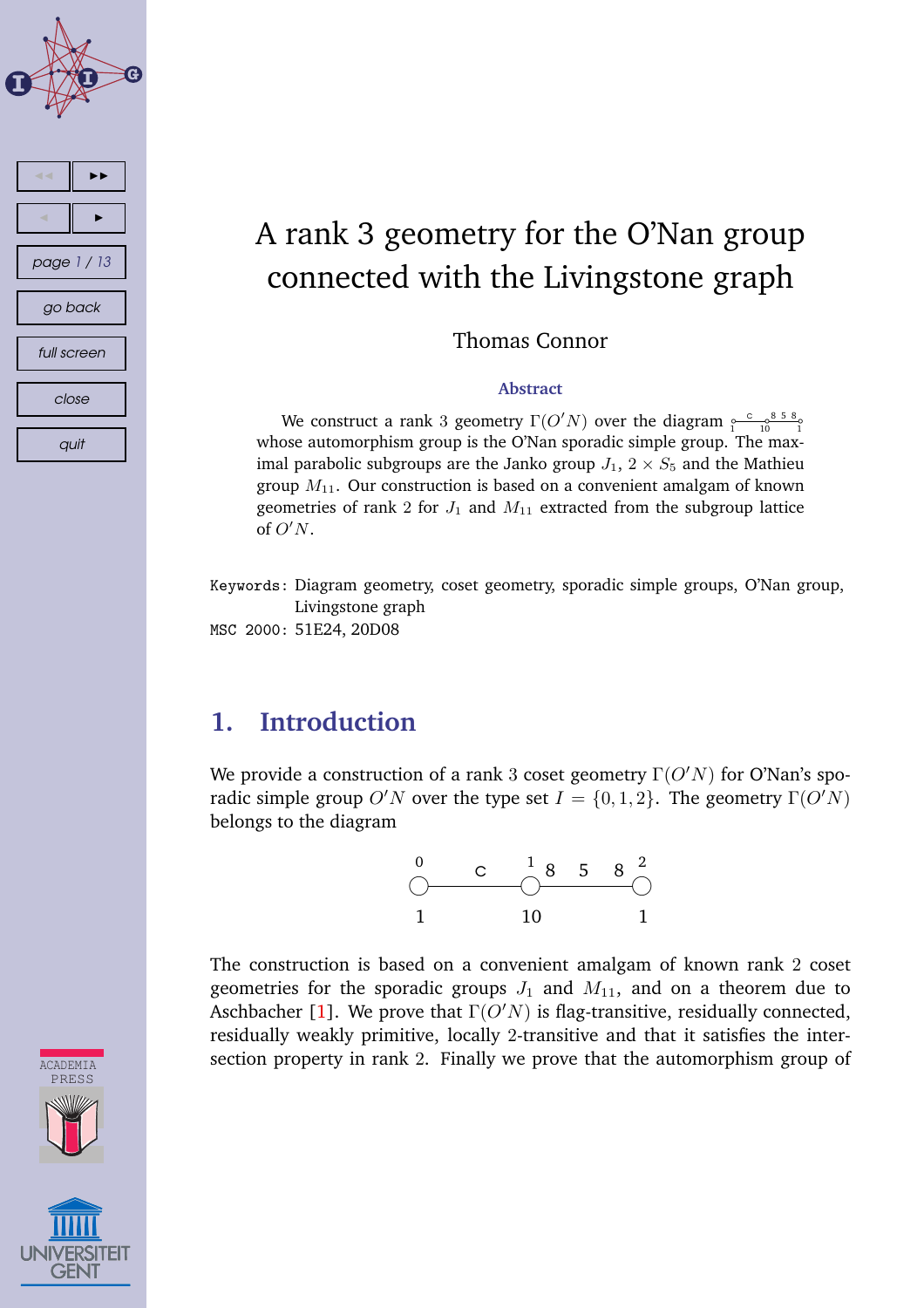# A rank 3 geometry for the O'Nan group connected with the Livingstone graph

Thomas Connor

**Abstract**

We construct a rank 3 geometry $\Gamma(O'N)$ over the diagram $\overset{c}{\underset{1}{\circ}\!\!-\!\!\underset{10}{\circ}}\overset{8\ 5\ 8}{-\!\!\underset{1}{\circ}}$ whose automorphism group is the O'Nan sporadic simple group. The maximal parabolic subgroups are the Janko group $J_1$, $2 \times S_5$ and the Mathieu group $M_{11}$. Our construction is based on a convenient amalgam of known geometries of rank 2 for $J_1$ and $M_{11}$ extracted from the subgroup lattice of $O'N$.

Keywords: Diagram geometry, coset geometry, sporadic simple groups, O'Nan group, Livingstone graph

MSC 2000: 51E24, 20D08

## 1. Introduction

We provide a construction of a rank 3 coset geometry $\Gamma(O'N)$ for O'Nan's sporadic simple group $O'N$ over the type set $I = \{0, 1, 2\}$. The geometry $\Gamma(O'N)$ belongs to the diagram

$$\overset{0}{\underset{1}{\circ}} \overset{c}{\text{———}} \overset{1}{\underset{10}{\circ}} \overset{8\quad 5\quad 8}{\text{———}} \overset{2}{\underset{1}{\circ}}$$

The construction is based on a convenient amalgam of known rank 2 coset geometries for the sporadic groups $J_1$ and $M_{11}$, and on a theorem due to Aschbacher [1]. We prove that $\Gamma(O'N)$ is flag-transitive, residually connected, residually weakly primitive, locally 2-transitive and that it satisfies the intersection property in rank 2. Finally we prove that the automorphism group of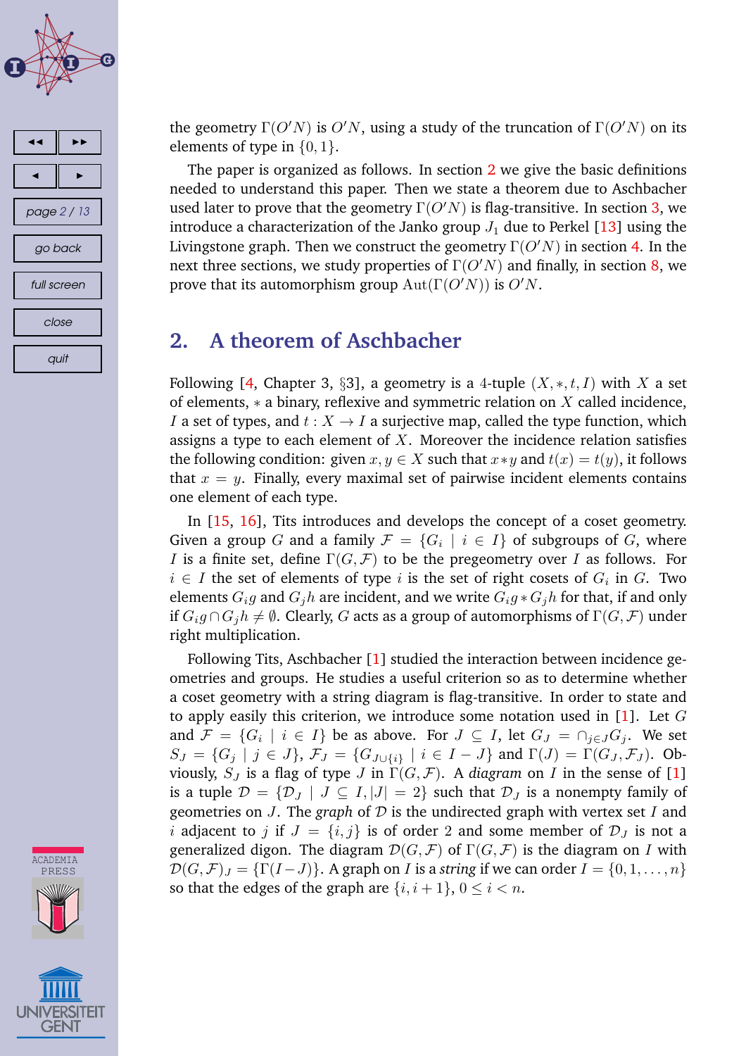the geometry $\Gamma(O'N)$ is $O'N$, using a study of the truncation of $\Gamma(O'N)$ on its elements of type in $\{0,1\}$.

The paper is organized as follows. In section 2 we give the basic definitions needed to understand this paper. Then we state a theorem due to Aschbacher used later to prove that the geometry $\Gamma(O'N)$ is flag-transitive. In section 3, we introduce a characterization of the Janko group $J_1$ due to Perkel [13] using the Livingstone graph. Then we construct the geometry $\Gamma(O'N)$ in section 4. In the next three sections, we study properties of $\Gamma(O'N)$ and finally, in section 8, we prove that its automorphism group $\mathrm{Aut}(\Gamma(O'N))$ is $O'N$.

## 2. A theorem of Aschbacher

Following [4, Chapter 3, §3], a geometry is a 4-tuple $(X, *, t, I)$ with $X$ a set of elements, $*$ a binary, reflexive and symmetric relation on $X$ called incidence, $I$ a set of types, and $t : X \to I$ a surjective map, called the type function, which assigns a type to each element of $X$. Moreover the incidence relation satisfies the following condition: given $x, y \in X$ such that $x * y$ and $t(x) = t(y)$, it follows that $x = y$. Finally, every maximal set of pairwise incident elements contains one element of each type.

In [15, 16], Tits introduces and develops the concept of a coset geometry. Given a group $G$ and a family $\mathcal{F} = \{G_i \mid i \in I\}$ of subgroups of $G$, where $I$ is a finite set, define $\Gamma(G, \mathcal{F})$ to be the pregeometry over $I$ as follows. For $i \in I$ the set of elements of type $i$ is the set of right cosets of $G_i$ in $G$. Two elements $G_i g$ and $G_j h$ are incident, and we write $G_i g * G_j h$ for that, if and only if $G_i g \cap G_j h \neq \emptyset$. Clearly, $G$ acts as a group of automorphisms of $\Gamma(G, \mathcal{F})$ under right multiplication.

Following Tits, Aschbacher [1] studied the interaction between incidence geometries and groups. He studies a useful criterion so as to determine whether a coset geometry with a string diagram is flag-transitive. In order to state and to apply easily this criterion, we introduce some notation used in [1]. Let $G$ and $\mathcal{F} = \{G_i \mid i \in I\}$ be as above. For $J \subseteq I$, let $G_J = \cap_{j \in J} G_j$. We set $S_J = \{G_j \mid j \in J\}$, $\mathcal{F}_J = \{G_{J \cup \{i\}} \mid i \in I - J\}$ and $\Gamma(J) = \Gamma(G_J, \mathcal{F}_J)$. Obviously, $S_J$ is a flag of type $J$ in $\Gamma(G, \mathcal{F})$. A *diagram* on $I$ in the sense of [1] is a tuple $\mathcal{D} = \{\mathcal{D}_J \mid J \subseteq I, |J| = 2\}$ such that $\mathcal{D}_J$ is a nonempty family of geometries on $J$. The *graph* of $\mathcal{D}$ is the undirected graph with vertex set $I$ and $i$ adjacent to $j$ if $J = \{i, j\}$ is of order $2$ and some member of $\mathcal{D}_J$ is not a generalized digon. The diagram $\mathcal{D}(G, \mathcal{F})$ of $\Gamma(G, \mathcal{F})$ is the diagram on $I$ with $\mathcal{D}(G, \mathcal{F})_J = \{\Gamma(I - J)\}$. A graph on $I$ is a *string* if we can order $I = \{0, 1, \ldots, n\}$ so that the edges of the graph are $\{i, i+1\}$, $0 \leq i < n$.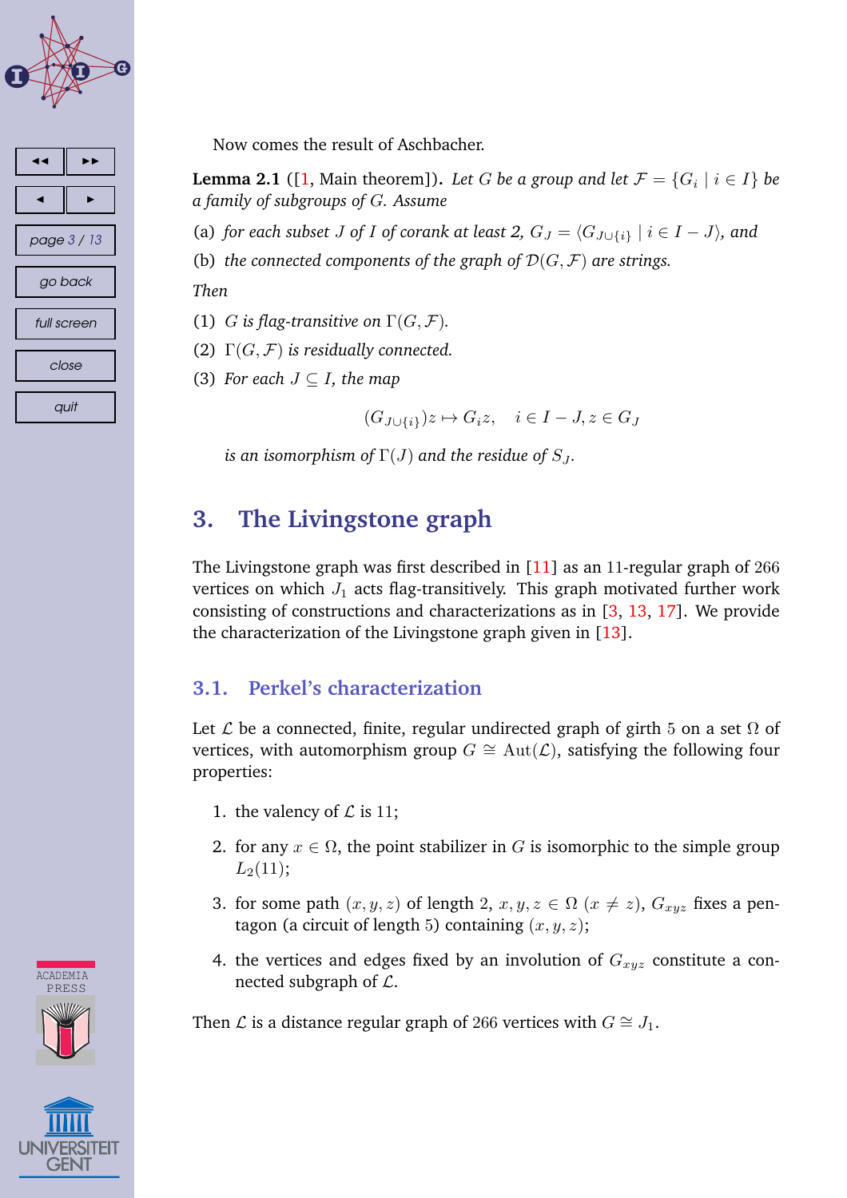Now comes the result of Aschbacher.

**Lemma 2.1** ([1, Main theorem])**.** *Let $G$ be a group and let $\mathcal{F} = \{G_i \mid i \in I\}$ be a family of subgroups of $G$. Assume*

(a) *for each subset $J$ of $I$ of corank at least 2, $G_J = \langle G_{J\cup\{i\}} \mid i \in I - J\rangle$, and*

(b) *the connected components of the graph of $\mathcal{D}(G, \mathcal{F})$ are strings.*

*Then*

(1) *$G$ is flag-transitive on $\Gamma(G, \mathcal{F})$.*

(2) *$\Gamma(G, \mathcal{F})$ is residually connected.*

(3) *For each $J \subseteq I$, the map*

$$(G_{J\cup\{i\}})z \mapsto G_i z, \quad i \in I - J, z \in G_J$$

*is an isomorphism of $\Gamma(J)$ and the residue of $S_J$.*

## 3. The Livingstone graph

The Livingstone graph was first described in [11] as an 11-regular graph of 266 vertices on which $J_1$ acts flag-transitively. This graph motivated further work consisting of constructions and characterizations as in [3, 13, 17]. We provide the characterization of the Livingstone graph given in [13].

### 3.1. Perkel's characterization

Let $\mathcal{L}$ be a connected, finite, regular undirected graph of girth 5 on a set $\Omega$ of vertices, with automorphism group $G \cong \mathrm{Aut}(\mathcal{L})$, satisfying the following four properties:

1. the valency of $\mathcal{L}$ is 11;
2. for any $x \in \Omega$, the point stabilizer in $G$ is isomorphic to the simple group $L_2(11)$;
3. for some path $(x, y, z)$ of length 2, $x, y, z \in \Omega$ $(x \neq z)$, $G_{xyz}$ fixes a pentagon (a circuit of length 5) containing $(x, y, z)$;
4. the vertices and edges fixed by an involution of $G_{xyz}$ constitute a connected subgraph of $\mathcal{L}$.

Then $\mathcal{L}$ is a distance regular graph of 266 vertices with $G \cong J_1$.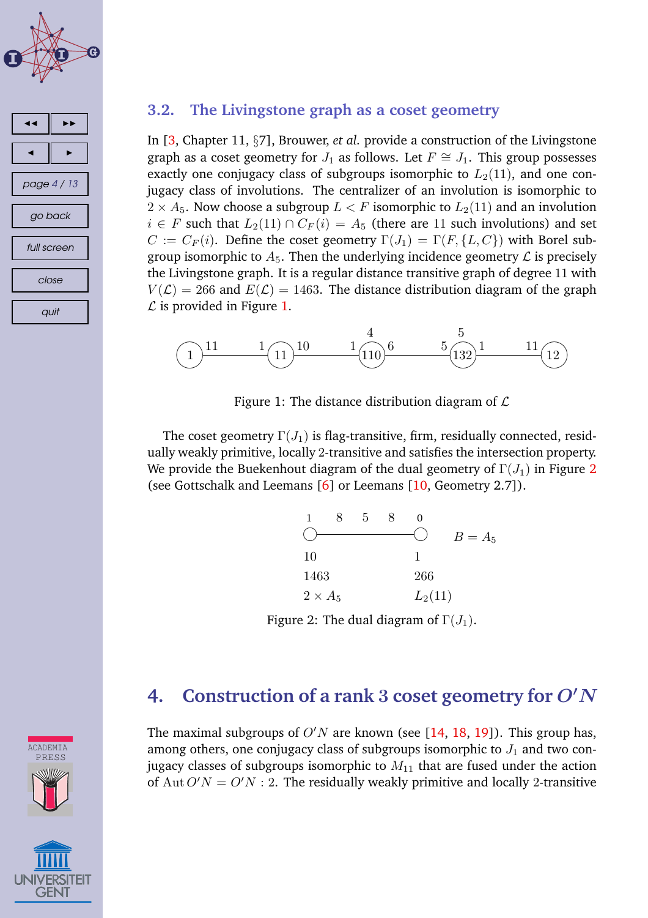### 3.2. The Livingstone graph as a coset geometry

In [3, Chapter 11, §7], Brouwer, *et al.* provide a construction of the Livingstone graph as a coset geometry for $J_1$ as follows. Let $F \cong J_1$. This group possesses exactly one conjugacy class of subgroups isomorphic to $L_2(11)$, and one conjugacy class of involutions. The centralizer of an involution is isomorphic to $2 \times A_5$. Now choose a subgroup $L < F$ isomorphic to $L_2(11)$ and an involution $i \in F$ such that $L_2(11) \cap C_F(i) = A_5$ (there are 11 such involutions) and set $C := C_F(i)$. Define the coset geometry $\Gamma(J_1) = \Gamma(F, \{L, C\})$ with Borel subgroup isomorphic to $A_5$. Then the underlying incidence geometry $\mathcal{L}$ is precisely the Livingstone graph. It is a regular distance transitive graph of degree 11 with $V(\mathcal{L}) = 266$ and $E(\mathcal{L}) = 1463$. The distance distribution diagram of the graph $\mathcal{L}$ is provided in Figure 1.

Figure 1: The distance distribution diagram of $\mathcal{L}$

The coset geometry $\Gamma(J_1)$ is flag-transitive, firm, residually connected, residually weakly primitive, locally 2-transitive and satisfies the intersection property. We provide the Buekenhout diagram of the dual geometry of $\Gamma(J_1)$ in Figure 2 (see Gottschalk and Leemans [6] or Leemans [10, Geometry 2.7]).

Figure 2: The dual diagram of $\Gamma(J_1)$.

## 4. Construction of a rank 3 coset geometry for $O'N$

The maximal subgroups of $O'N$ are known (see [14, 18, 19]). This group has, among others, one conjugacy class of subgroups isomorphic to $J_1$ and two conjugacy classes of subgroups isomorphic to $M_{11}$ that are fused under the action of $\mathrm{Aut}\, O'N = O'N : 2$. The residually weakly primitive and locally 2-transitive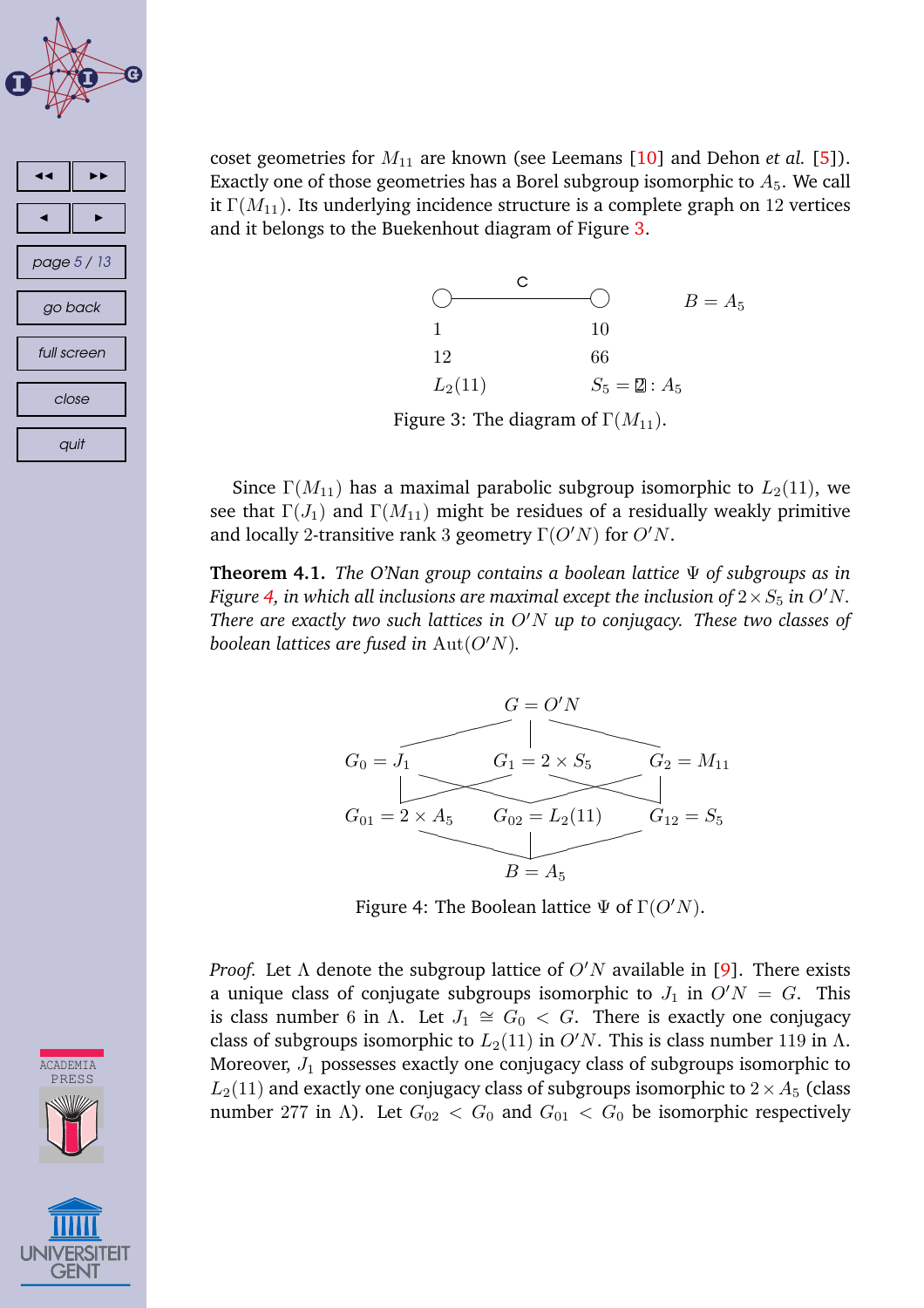coset geometries for $M_{11}$ are known (see Leemans [10] and Dehon *et al.* [5]). Exactly one of those geometries has a Borel subgroup isomorphic to $A_5$. We call it $\Gamma(M_{11})$. Its underlying incidence structure is a complete graph on 12 vertices and it belongs to the Buekenhout diagram of Figure 3.

| | c | | |
|---|---|---|---|
| 1 | | 10 | $B = A_5$ |
| 12 | | 66 | |
| $L_2(11)$ | | $S_5 = 2 : A_5$ | |

Figure 3: The diagram of $\Gamma(M_{11})$.

Since $\Gamma(M_{11})$ has a maximal parabolic subgroup isomorphic to $L_2(11)$, we see that $\Gamma(J_1)$ and $\Gamma(M_{11})$ might be residues of a residually weakly primitive and locally 2-transitive rank 3 geometry $\Gamma(O'N)$ for $O'N$.

**Theorem 4.1.** *The O'Nan group contains a boolean lattice $\Psi$ of subgroups as in Figure 4, in which all inclusions are maximal except the inclusion of $2 \times S_5$ in $O'N$. There are exactly two such lattices in $O'N$ up to conjugacy. These two classes of boolean lattices are fused in $\mathrm{Aut}(O'N)$.*

$G = O'N$

$G_0 = J_1$ $\quad$ $G_1 = 2 \times S_5$ $\quad$ $G_2 = M_{11}$

$G_{01} = 2 \times A_5$ $\quad$ $G_{02} = L_2(11)$ $\quad$ $G_{12} = S_5$

$B = A_5$

Figure 4: The Boolean lattice $\Psi$ of $\Gamma(O'N)$.

*Proof.* Let $\Lambda$ denote the subgroup lattice of $O'N$ available in [9]. There exists a unique class of conjugate subgroups isomorphic to $J_1$ in $O'N = G$. This is class number 6 in $\Lambda$. Let $J_1 \cong G_0 < G$. There is exactly one conjugacy class of subgroups isomorphic to $L_2(11)$ in $O'N$. This is class number 119 in $\Lambda$. Moreover, $J_1$ possesses exactly one conjugacy class of subgroups isomorphic to $L_2(11)$ and exactly one conjugacy class of subgroups isomorphic to $2 \times A_5$ (class number 277 in $\Lambda$). Let $G_{02} < G_0$ and $G_{01} < G_0$ be isomorphic respectively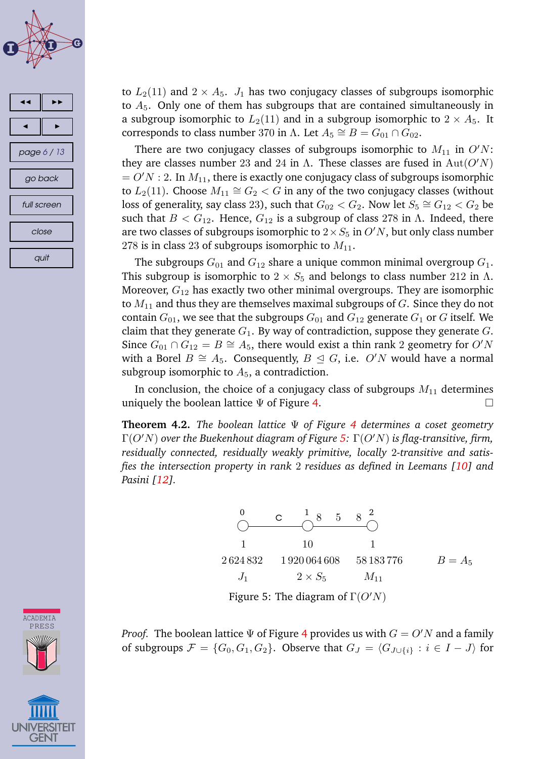to $L_2(11)$ and $2 \times A_5$. $J_1$ has two conjugacy classes of subgroups isomorphic to $A_5$. Only one of them has subgroups that are contained simultaneously in a subgroup isomorphic to $L_2(11)$ and in a subgroup isomorphic to $2 \times A_5$. It corresponds to class number 370 in $\Lambda$. Let $A_5 \cong B = G_{01} \cap G_{02}$.

There are two conjugacy classes of subgroups isomorphic to $M_{11}$ in $O'N$: they are classes number 23 and 24 in $\Lambda$. These classes are fused in $\mathrm{Aut}(O'N) = O'N : 2$. In $M_{11}$, there is exactly one conjugacy class of subgroups isomorphic to $L_2(11)$. Choose $M_{11} \cong G_2 < G$ in any of the two conjugacy classes (without loss of generality, say class 23), such that $G_{02} < G_2$. Now let $S_5 \cong G_{12} < G_2$ be such that $B < G_{12}$. Hence, $G_{12}$ is a subgroup of class 278 in $\Lambda$. Indeed, there are two classes of subgroups isomorphic to $2 \times S_5$ in $O'N$, but only class number 278 is in class 23 of subgroups isomorphic to $M_{11}$.

The subgroups $G_{01}$ and $G_{12}$ share a unique common minimal overgroup $G_1$. This subgroup is isomorphic to $2 \times S_5$ and belongs to class number 212 in $\Lambda$. Moreover, $G_{12}$ has exactly two other minimal overgroups. They are isomorphic to $M_{11}$ and thus they are themselves maximal subgroups of $G$. Since they do not contain $G_{01}$, we see that the subgroups $G_{01}$ and $G_{12}$ generate $G_1$ or $G$ itself. We claim that they generate $G_1$. By way of contradiction, suppose they generate $G$. Since $G_{01} \cap G_{12} = B \cong A_5$, there would exist a thin rank 2 geometry for $O'N$ with a Borel $B \cong A_5$. Consequently, $B \trianglelefteq G$, i.e. $O'N$ would have a normal subgroup isomorphic to $A_5$, a contradiction.

In conclusion, the choice of a conjugacy class of subgroups $M_{11}$ determines uniquely the boolean lattice $\Psi$ of Figure 4. □

**Theorem 4.2.** *The boolean lattice $\Psi$ of Figure 4 determines a coset geometry $\Gamma(O'N)$ over the Buekenhout diagram of Figure 5: $\Gamma(O'N)$ is flag-transitive, firm, residually connected, residually weakly primitive, locally 2-transitive and satisfies the intersection property in rank 2 residues as defined in Leemans [10] and Pasini [12].*

| 0 | c | 1 | 8 5 8 | 2 | |
|---|---|---|---|---|---|
| 1 | | 10 | | 1 | |
| 2 624 832 | | 1 920 064 608 | | 58 183 776 | $B = A_5$ |
| $J_1$ | | $2 \times S_5$ | | $M_{11}$ | |

Figure 5: The diagram of $\Gamma(O'N)$

*Proof.* The boolean lattice $\Psi$ of Figure 4 provides us with $G = O'N$ and a family of subgroups $\mathcal{F} = \{G_0, G_1, G_2\}$. Observe that $G_J = \langle G_{J \cup \{i\}} : i \in I - J \rangle$ for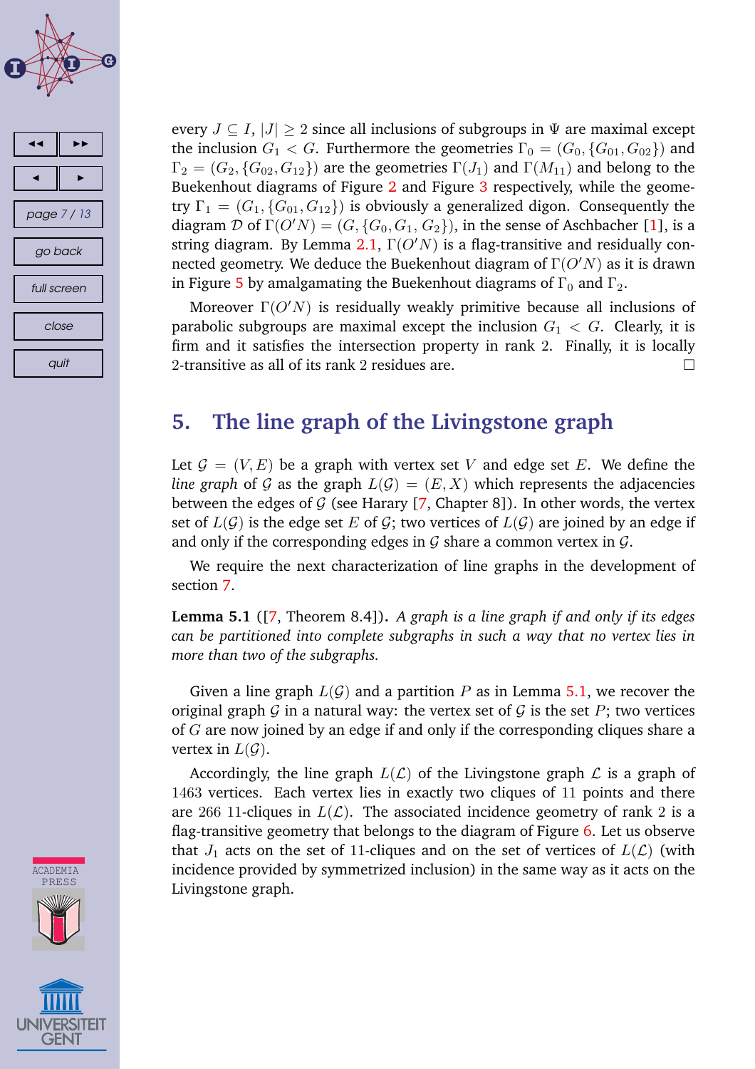every $J \subseteq I$, $|J| \geq 2$ since all inclusions of subgroups in $\Psi$ are maximal except the inclusion $G_1 < G$. Furthermore the geometries $\Gamma_0 = (G_0, \{G_{01}, G_{02}\})$ and $\Gamma_2 = (G_2, \{G_{02}, G_{12}\})$ are the geometries $\Gamma(J_1)$ and $\Gamma(M_{11})$ and belong to the Buekenhout diagrams of Figure 2 and Figure 3 respectively, while the geometry $\Gamma_1 = (G_1, \{G_{01}, G_{12}\})$ is obviously a generalized digon. Consequently the diagram $\mathcal{D}$ of $\Gamma(O'N) = (G, \{G_0, G_1, G_2\})$, in the sense of Aschbacher [1], is a string diagram. By Lemma 2.1, $\Gamma(O'N)$ is a flag-transitive and residually connected geometry. We deduce the Buekenhout diagram of $\Gamma(O'N)$ as it is drawn in Figure 5 by amalgamating the Buekenhout diagrams of $\Gamma_0$ and $\Gamma_2$.

Moreover $\Gamma(O'N)$ is residually weakly primitive because all inclusions of parabolic subgroups are maximal except the inclusion $G_1 < G$. Clearly, it is firm and it satisfies the intersection property in rank 2. Finally, it is locally 2-transitive as all of its rank 2 residues are. □

## 5. The line graph of the Livingstone graph

Let $\mathcal{G} = (V, E)$ be a graph with vertex set $V$ and edge set $E$. We define the *line graph* of $\mathcal{G}$ as the graph $L(\mathcal{G}) = (E, X)$ which represents the adjacencies between the edges of $\mathcal{G}$ (see Harary [7, Chapter 8]). In other words, the vertex set of $L(\mathcal{G})$ is the edge set $E$ of $\mathcal{G}$; two vertices of $L(\mathcal{G})$ are joined by an edge if and only if the corresponding edges in $\mathcal{G}$ share a common vertex in $\mathcal{G}$.

We require the next characterization of line graphs in the development of section 7.

**Lemma 5.1** ([7, Theorem 8.4])**.** *A graph is a line graph if and only if its edges can be partitioned into complete subgraphs in such a way that no vertex lies in more than two of the subgraphs.*

Given a line graph $L(\mathcal{G})$ and a partition $P$ as in Lemma 5.1, we recover the original graph $\mathcal{G}$ in a natural way: the vertex set of $\mathcal{G}$ is the set $P$; two vertices of $G$ are now joined by an edge if and only if the corresponding cliques share a vertex in $L(\mathcal{G})$.

Accordingly, the line graph $L(\mathcal{L})$ of the Livingstone graph $\mathcal{L}$ is a graph of 1463 vertices. Each vertex lies in exactly two cliques of 11 points and there are 266 11-cliques in $L(\mathcal{L})$. The associated incidence geometry of rank 2 is a flag-transitive geometry that belongs to the diagram of Figure 6. Let us observe that $J_1$ acts on the set of 11-cliques and on the set of vertices of $L(\mathcal{L})$ (with incidence provided by symmetrized inclusion) in the same way as it acts on the Livingstone graph.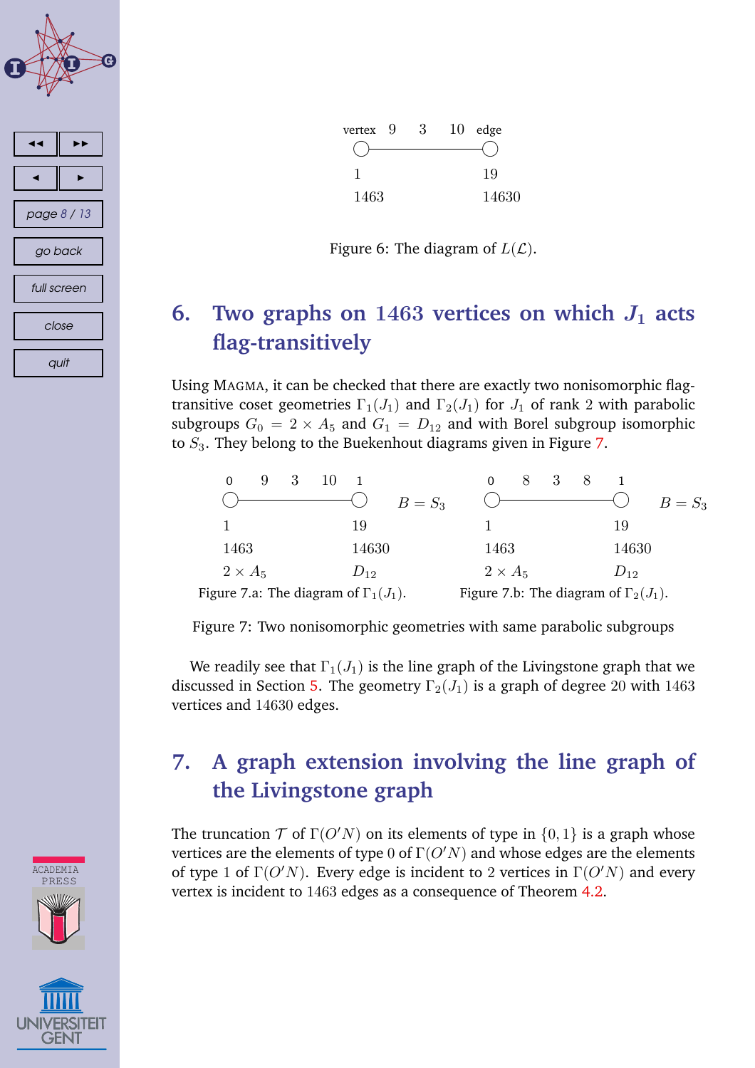| vertex | 9 | 3 | 10 | edge |
|---|---|---|---|---|
| 1 | | | | 19 |
| 1463 | | | | 14630 |

Figure 6: The diagram of $L(\mathcal{L})$.

## 6. Two graphs on 1463 vertices on which $J_1$ acts flag-transitively

Using MAGMA, it can be checked that there are exactly two nonisomorphic flag-transitive coset geometries $\Gamma_1(J_1)$ and $\Gamma_2(J_1)$ for $J_1$ of rank 2 with parabolic subgroups $G_0 = 2 \times A_5$ and $G_1 = D_{12}$ and with Borel subgroup isomorphic to $S_3$. They belong to the Buekenhout diagrams given in Figure 7.

| 0 | 9 | 3 | 10 | 1 | |
|---|---|---|---|---|---|
| 1 | | | | 19 | $B = S_3$ |
| 1463 | | | | 14630 | |
| $2 \times A_5$ | | | | $D_{12}$ | |

Figure 7.a: The diagram of $\Gamma_1(J_1)$.

| 0 | 8 | 3 | 8 | 1 | |
|---|---|---|---|---|---|
| 1 | | | | 19 | $B = S_3$ |
| 1463 | | | | 14630 | |
| $2 \times A_5$ | | | | $D_{12}$ | |

Figure 7.b: The diagram of $\Gamma_2(J_1)$.

Figure 7: Two nonisomorphic geometries with same parabolic subgroups

We readily see that $\Gamma_1(J_1)$ is the line graph of the Livingstone graph that we discussed in Section 5. The geometry $\Gamma_2(J_1)$ is a graph of degree 20 with 1463 vertices and 14630 edges.

## 7. A graph extension involving the line graph of the Livingstone graph

The truncation $\mathcal{T}$ of $\Gamma(O'N)$ on its elements of type in $\{0, 1\}$ is a graph whose vertices are the elements of type 0 of $\Gamma(O'N)$ and whose edges are the elements of type 1 of $\Gamma(O'N)$. Every edge is incident to 2 vertices in $\Gamma(O'N)$ and every vertex is incident to 1463 edges as a consequence of Theorem 4.2.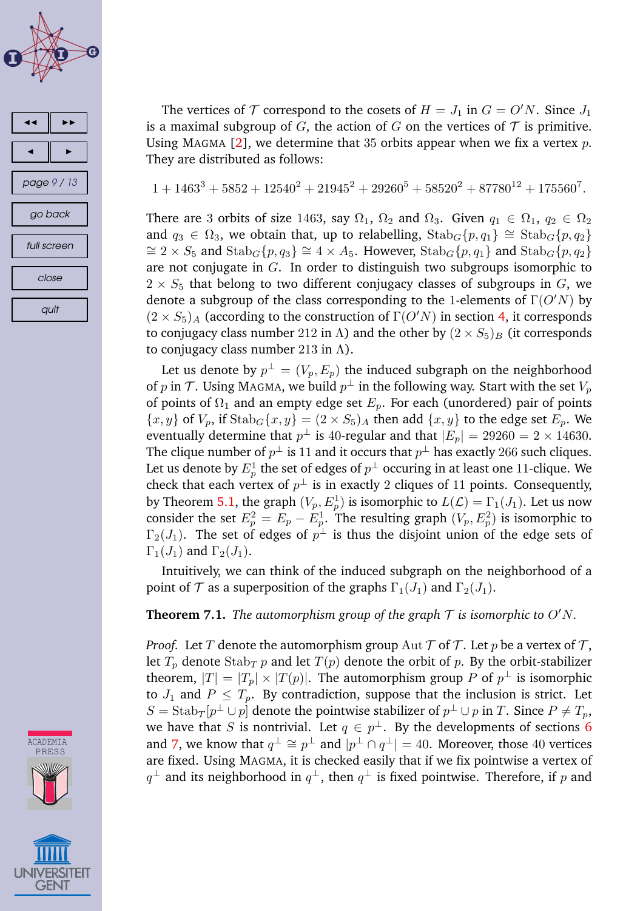The vertices of $\mathcal{T}$ correspond to the cosets of $H = J_1$ in $G = O'N$. Since $J_1$ is a maximal subgroup of $G$, the action of $G$ on the vertices of $\mathcal{T}$ is primitive. Using MAGMA [2], we determine that 35 orbits appear when we fix a vertex $p$. They are distributed as follows:

$$1 + 1463^3 + 5852 + 12540^2 + 21945^2 + 29260^5 + 58520^2 + 87780^{12} + 175560^7.$$

There are 3 orbits of size 1463, say $\Omega_1$, $\Omega_2$ and $\Omega_3$. Given $q_1 \in \Omega_1$, $q_2 \in \Omega_2$ and $q_3 \in \Omega_3$, we obtain that, up to relabelling, $\mathrm{Stab}_G\{p, q_1\} \cong \mathrm{Stab}_G\{p, q_2\} \cong 2 \times S_5$ and $\mathrm{Stab}_G\{p, q_3\} \cong 4 \times A_5$. However, $\mathrm{Stab}_G\{p, q_1\}$ and $\mathrm{Stab}_G\{p, q_2\}$ are not conjugate in $G$. In order to distinguish two subgroups isomorphic to $2 \times S_5$ that belong to two different conjugacy classes of subgroups in $G$, we denote a subgroup of the class corresponding to the 1-elements of $\Gamma(O'N)$ by $(2 \times S_5)_A$ (according to the construction of $\Gamma(O'N)$ in section 4, it corresponds to conjugacy class number 212 in $\Lambda$) and the other by $(2 \times S_5)_B$ (it corresponds to conjugacy class number 213 in $\Lambda$).

Let us denote by $p^\perp = (V_p, E_p)$ the induced subgraph on the neighborhood of $p$ in $\mathcal{T}$. Using MAGMA, we build $p^\perp$ in the following way. Start with the set $V_p$ of points of $\Omega_1$ and an empty edge set $E_p$. For each (unordered) pair of points $\{x, y\}$ of $V_p$, if $\mathrm{Stab}_G\{x, y\} = (2 \times S_5)_A$ then add $\{x, y\}$ to the edge set $E_p$. We eventually determine that $p^\perp$ is 40-regular and that $|E_p| = 29260 = 2 \times 14630$. The clique number of $p^\perp$ is 11 and it occurs that $p^\perp$ has exactly 266 such cliques. Let us denote by $E_p^1$ the set of edges of $p^\perp$ occuring in at least one 11-clique. We check that each vertex of $p^\perp$ is in exactly 2 cliques of 11 points. Consequently, by Theorem 5.1, the graph $(V_p, E_p^1)$ is isomorphic to $L(\mathcal{L}) = \Gamma_1(J_1)$. Let us now consider the set $E_p^2 = E_p - E_p^1$. The resulting graph $(V_p, E_p^2)$ is isomorphic to $\Gamma_2(J_1)$. The set of edges of $p^\perp$ is thus the disjoint union of the edge sets of $\Gamma_1(J_1)$ and $\Gamma_2(J_1)$.

Intuitively, we can think of the induced subgraph on the neighborhood of a point of $\mathcal{T}$ as a superposition of the graphs $\Gamma_1(J_1)$ and $\Gamma_2(J_1)$.

**Theorem 7.1.** *The automorphism group of the graph $\mathcal{T}$ is isomorphic to $O'N$.*

*Proof.* Let $T$ denote the automorphism group $\mathrm{Aut}\,\mathcal{T}$ of $\mathcal{T}$. Let $p$ be a vertex of $\mathcal{T}$, let $T_p$ denote $\mathrm{Stab}_T\, p$ and let $T(p)$ denote the orbit of $p$. By the orbit-stabilizer theorem, $|T| = |T_p| \times |T(p)|$. The automorphism group $P$ of $p^\perp$ is isomorphic to $J_1$ and $P \leq T_p$. By contradiction, suppose that the inclusion is strict. Let $S = \mathrm{Stab}_T[p^\perp \cup p]$ denote the pointwise stabilizer of $p^\perp \cup p$ in $T$. Since $P \neq T_p$, we have that $S$ is nontrivial. Let $q \in p^\perp$. By the developments of sections 6 and 7, we know that $q^\perp \cong p^\perp$ and $|p^\perp \cap q^\perp| = 40$. Moreover, those 40 vertices are fixed. Using MAGMA, it is checked easily that if we fix pointwise a vertex of $q^\perp$ and its neighborhood in $q^\perp$, then $q^\perp$ is fixed pointwise. Therefore, if $p$ and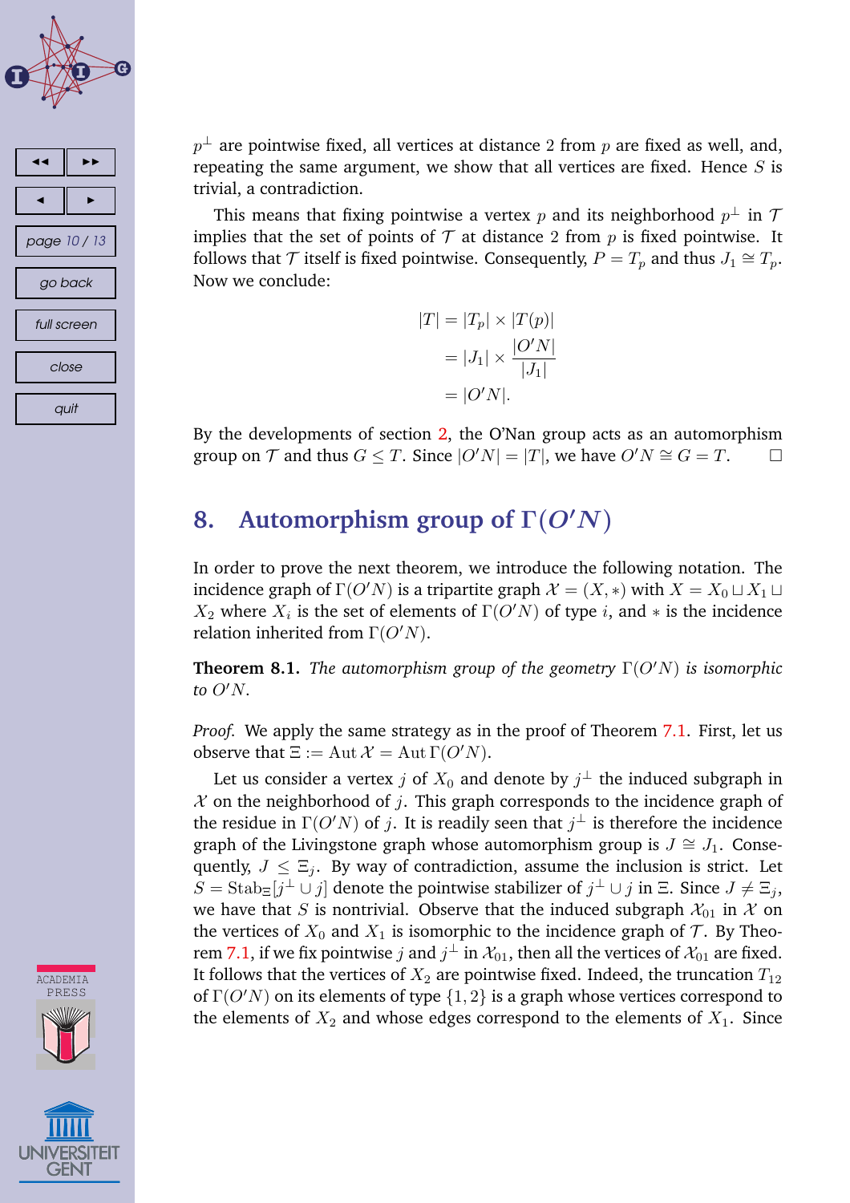$p^\perp$ are pointwise fixed, all vertices at distance 2 from $p$ are fixed as well, and, repeating the same argument, we show that all vertices are fixed. Hence $S$ is trivial, a contradiction.

This means that fixing pointwise a vertex $p$ and its neighborhood $p^\perp$ in $\mathcal{T}$ implies that the set of points of $\mathcal{T}$ at distance 2 from $p$ is fixed pointwise. It follows that $\mathcal{T}$ itself is fixed pointwise. Consequently, $P = T_p$ and thus $J_1 \cong T_p$. Now we conclude:

$$\begin{aligned}|T| &= |T_p| \times |T(p)| \\ &= |J_1| \times \frac{|O'N|}{|J_1|} \\ &= |O'N|.\end{aligned}$$

By the developments of section 2, the O'Nan group acts as an automorphism group on $\mathcal{T}$ and thus $G \leq T$. Since $|O'N| = |T|$, we have $O'N \cong G = T$. □

## 8. Automorphism group of $\Gamma(O'N)$

In order to prove the next theorem, we introduce the following notation. The incidence graph of $\Gamma(O'N)$ is a tripartite graph $\mathcal{X} = (X, *)$ with $X = X_0 \sqcup X_1 \sqcup X_2$ where $X_i$ is the set of elements of $\Gamma(O'N)$ of type $i$, and $*$ is the incidence relation inherited from $\Gamma(O'N)$.

**Theorem 8.1.** *The automorphism group of the geometry $\Gamma(O'N)$ is isomorphic to $O'N$.*

*Proof.* We apply the same strategy as in the proof of Theorem 7.1. First, let us observe that $\Xi := \operatorname{Aut} \mathcal{X} = \operatorname{Aut} \Gamma(O'N)$.

Let us consider a vertex $j$ of $X_0$ and denote by $j^\perp$ the induced subgraph in $\mathcal{X}$ on the neighborhood of $j$. This graph corresponds to the incidence graph of the residue in $\Gamma(O'N)$ of $j$. It is readily seen that $j^\perp$ is therefore the incidence graph of the Livingstone graph whose automorphism group is $J \cong J_1$. Consequently, $J \leq \Xi_j$. By way of contradiction, assume the inclusion is strict. Let $S = \operatorname{Stab}_\Xi[j^\perp \cup j]$ denote the pointwise stabilizer of $j^\perp \cup j$ in $\Xi$. Since $J \neq \Xi_j$, we have that $S$ is nontrivial. Observe that the induced subgraph $\mathcal{X}_{01}$ in $\mathcal{X}$ on the vertices of $X_0$ and $X_1$ is isomorphic to the incidence graph of $\mathcal{T}$. By Theorem 7.1, if we fix pointwise $j$ and $j^\perp$ in $\mathcal{X}_{01}$, then all the vertices of $\mathcal{X}_{01}$ are fixed. It follows that the vertices of $X_2$ are pointwise fixed. Indeed, the truncation $T_{12}$ of $\Gamma(O'N)$ on its elements of type $\{1, 2\}$ is a graph whose vertices correspond to the elements of $X_2$ and whose edges correspond to the elements of $X_1$. Since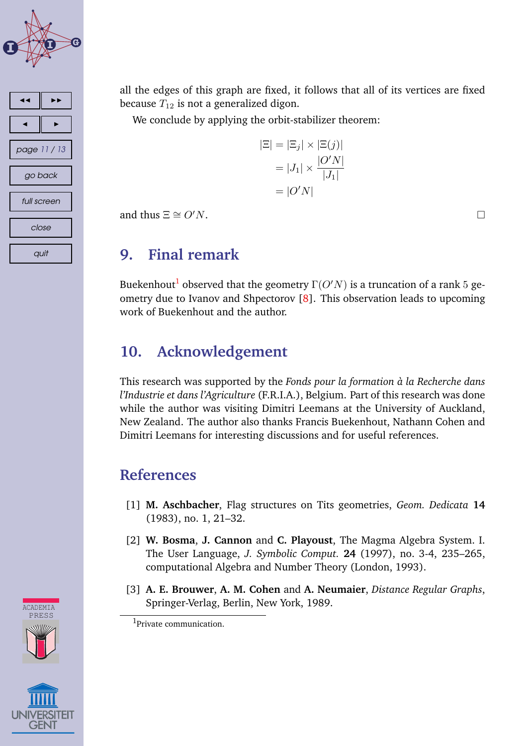all the edges of this graph are fixed, it follows that all of its vertices are fixed because $T_{12}$ is not a generalized digon.

We conclude by applying the orbit-stabilizer theorem:

$$
\begin{aligned}
|\Xi| &= |\Xi_j| \times |\Xi(j)| \\
&= |J_1| \times \frac{|O'N|}{|J_1|} \\
&= |O'N|
\end{aligned}
$$

and thus $\Xi \cong O'N$. □

## 9. Final remark

Buekenhout[1] observed that the geometry $\Gamma(O'N)$ is a truncation of a rank $5$ geometry due to Ivanov and Shpectorov [8]. This observation leads to upcoming work of Buekenhout and the author.

## 10. Acknowledgement

This research was supported by the *Fonds pour la formation à la Recherche dans l'Industrie et dans l'Agriculture* (F.R.I.A.), Belgium. Part of this research was done while the author was visiting Dimitri Leemans at the University of Auckland, New Zealand. The author also thanks Francis Buekenhout, Nathann Cohen and Dimitri Leemans for interesting discussions and for useful references.

## References

[1] **M. Aschbacher**, Flag structures on Tits geometries, *Geom. Dedicata* **14** (1983), no. 1, 21–32.

[2] **W. Bosma**, **J. Cannon** and **C. Playoust**, The Magma Algebra System. I. The User Language, *J. Symbolic Comput.* **24** (1997), no. 3-4, 235–265, computational Algebra and Number Theory (London, 1993).

[3] **A. E. Brouwer**, **A. M. Cohen** and **A. Neumaier**, *Distance Regular Graphs*, Springer-Verlag, Berlin, New York, 1989.

---

[1] Private communication.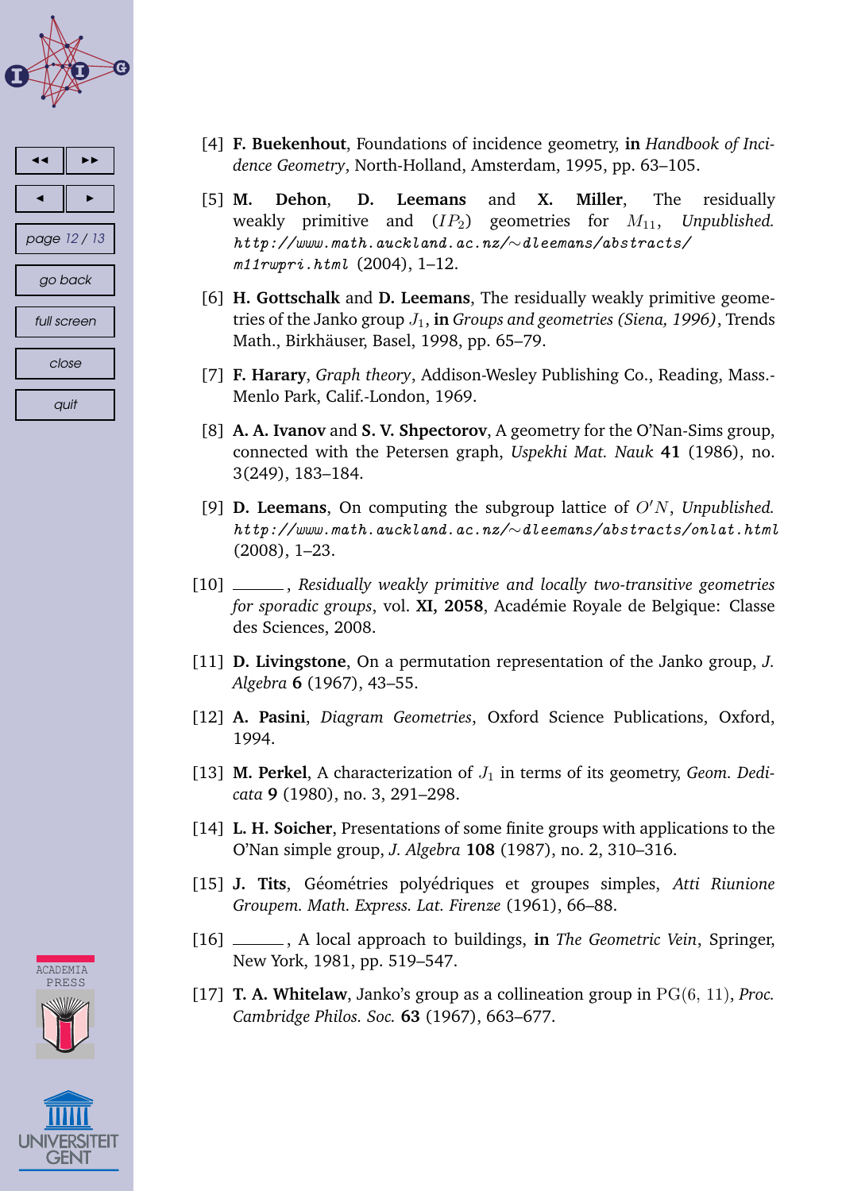[4] **F. Buekenhout**, Foundations of incidence geometry, **in** *Handbook of Incidence Geometry*, North-Holland, Amsterdam, 1995, pp. 63–105.

[5] **M. Dehon**, **D. Leemans** and **X. Miller**, The residually weakly primitive and $(IP_2)$ geometries for $M_{11}$, *Unpublished.* *http://www.math.auckland.ac.nz/~dleemans/abstracts/m11rwpri.html* (2004), 1–12.

[6] **H. Gottschalk** and **D. Leemans**, The residually weakly primitive geometries of the Janko group $J_1$, **in** *Groups and geometries (Siena, 1996)*, Trends Math., Birkhäuser, Basel, 1998, pp. 65–79.

[7] **F. Harary**, *Graph theory*, Addison-Wesley Publishing Co., Reading, Mass.-Menlo Park, Calif.-London, 1969.

[8] **A. A. Ivanov** and **S. V. Shpectorov**, A geometry for the O'Nan-Sims group, connected with the Petersen graph, *Uspekhi Mat. Nauk* **41** (1986), no. 3(249), 183–184.

[9] **D. Leemans**, On computing the subgroup lattice of $O'N$, *Unpublished.* *http://www.math.auckland.ac.nz/~dleemans/abstracts/onlat.html* (2008), 1–23.

[10] ______, *Residually weakly primitive and locally two-transitive geometries for sporadic groups*, vol. **XI, 2058**, Académie Royale de Belgique: Classe des Sciences, 2008.

[11] **D. Livingstone**, On a permutation representation of the Janko group, *J. Algebra* **6** (1967), 43–55.

[12] **A. Pasini**, *Diagram Geometries*, Oxford Science Publications, Oxford, 1994.

[13] **M. Perkel**, A characterization of $J_1$ in terms of its geometry, *Geom. Dedicata* **9** (1980), no. 3, 291–298.

[14] **L. H. Soicher**, Presentations of some finite groups with applications to the O'Nan simple group, *J. Algebra* **108** (1987), no. 2, 310–316.

[15] **J. Tits**, Géométries polyédriques et groupes simples, *Atti Riunione Groupem. Math. Express. Lat. Firenze* (1961), 66–88.

[16] ______, A local approach to buildings, **in** *The Geometric Vein*, Springer, New York, 1981, pp. 519–547.

[17] **T. A. Whitelaw**, Janko's group as a collineation group in $\mathrm{PG}(6, 11)$, *Proc. Cambridge Philos. Soc.* **63** (1967), 663–677.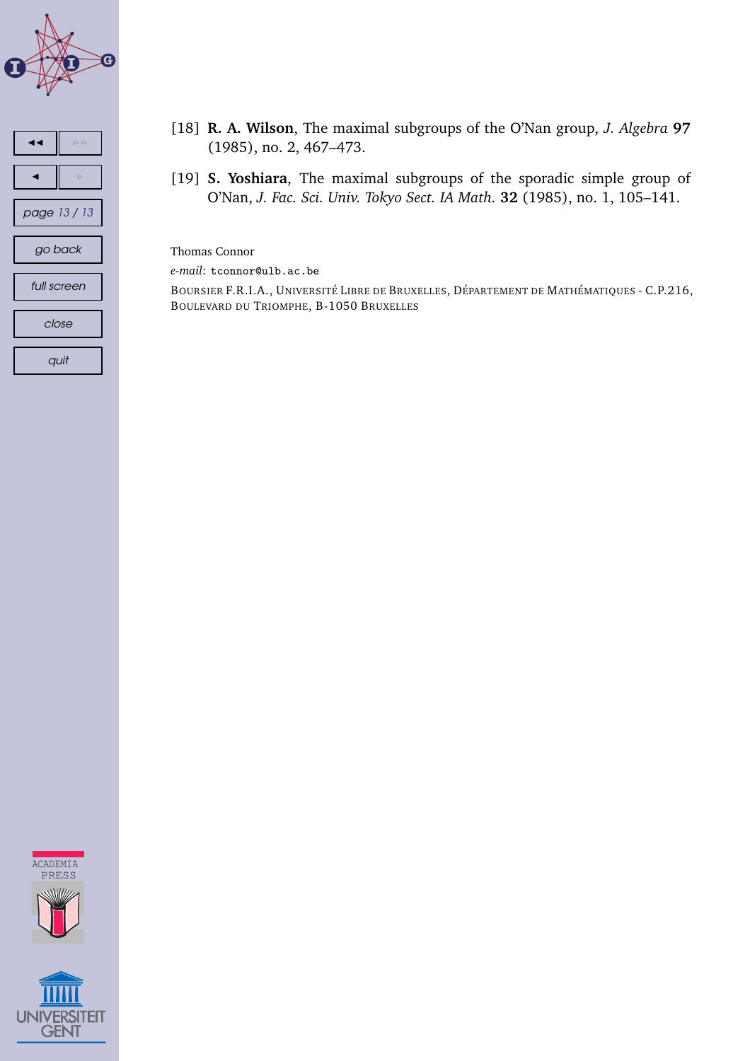[18] **R. A. Wilson**, The maximal subgroups of the O'Nan group, *J. Algebra* **97** (1985), no. 2, 467–473.

[19] **S. Yoshiara**, The maximal subgroups of the sporadic simple group of O'Nan, *J. Fac. Sci. Univ. Tokyo Sect. IA Math.* **32** (1985), no. 1, 105–141.

Thomas Connor

*e-mail*: `tconnor@ulb.ac.be`

BOURSIER F.R.I.A., UNIVERSITÉ LIBRE DE BRUXELLES, DÉPARTEMENT DE MATHÉMATIQUES - C.P.216, BOULEVARD DU TRIOMPHE, B-1050 BRUXELLES